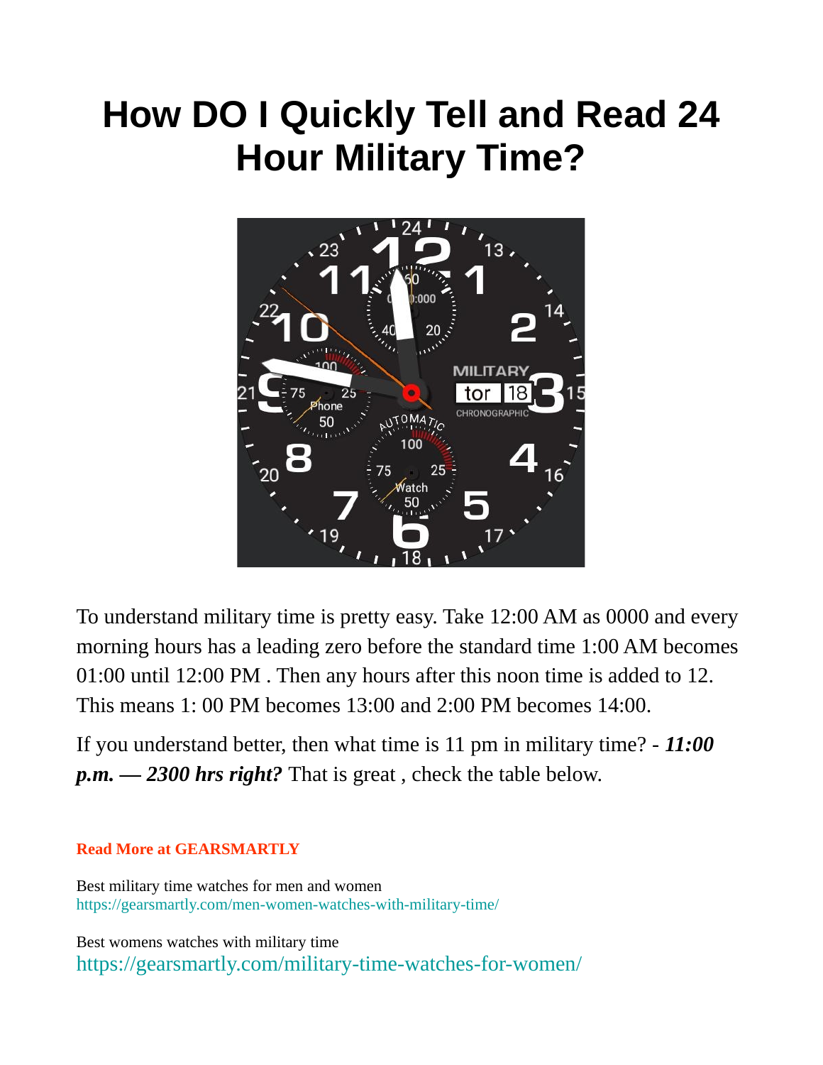# How DO I Quickly Tell and Read 24 Hour Military Time?

To understand military time is pretty easy. Take 12:00 AM as 0000 and every morning hours has a leading zero before the standard time 1:00 AM becomes 01:00 until 12:00 PM . Then any hours after this noon time is added to 12. This means 1: 00 PM becomes 13:00 and 2:00 PM becomes 14:00.

If you understand better, then what time is 11 pm in military time? - ***11:00 p.m. — 2300 hrs right?*** That is great , check the table below.

**Read More at GEARSMARTLY**

Best military time watches for men and women
https://gearsmartly.com/men-women-watches-with-military-time/

Best womens watches with military time
https://gearsmartly.com/military-time-watches-for-women/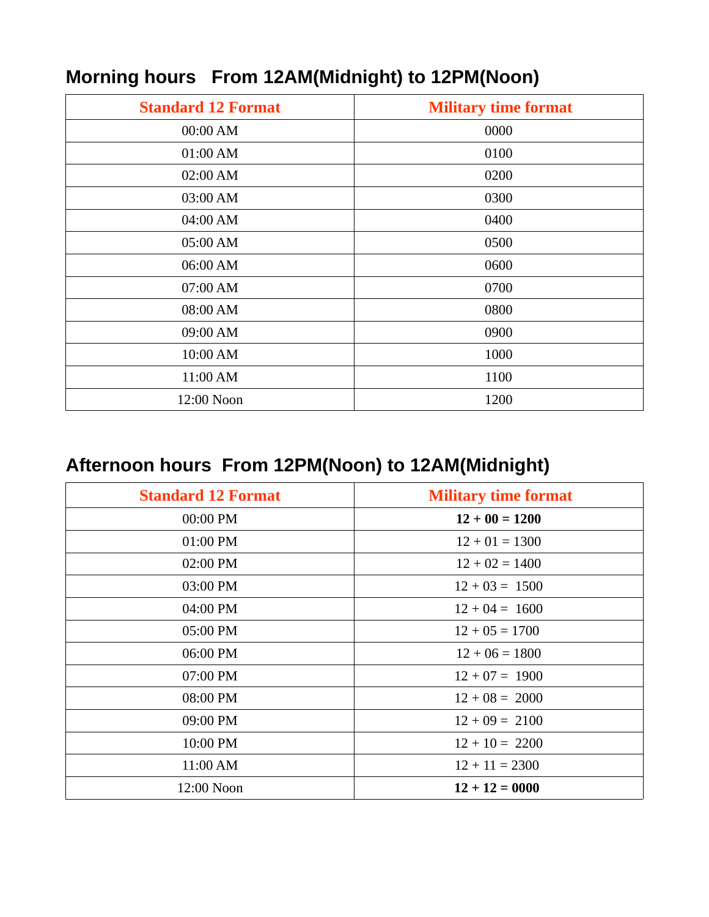## Morning hours   From 12AM(Midnight) to 12PM(Noon)

| Standard 12 Format | Military time format |
|---|---|
| 00:00 AM | 0000 |
| 01:00 AM | 0100 |
| 02:00 AM | 0200 |
| 03:00 AM | 0300 |
| 04:00 AM | 0400 |
| 05:00 AM | 0500 |
| 06:00 AM | 0600 |
| 07:00 AM | 0700 |
| 08:00 AM | 0800 |
| 09:00 AM | 0900 |
| 10:00 AM | 1000 |
| 11:00 AM | 1100 |
| 12:00 Noon | 1200 |

## Afternoon hours  From 12PM(Noon) to 12AM(Midnight)

| Standard 12 Format | Military time format |
|---|---|
| 00:00 PM | **12 + 00 = 1200** |
| 01:00 PM | 12 + 01 = 1300 |
| 02:00 PM | 12 + 02 = 1400 |
| 03:00 PM | 12 + 03 =  1500 |
| 04:00 PM | 12 + 04 =  1600 |
| 05:00 PM | 12 + 05 = 1700 |
| 06:00 PM | 12 + 06 = 1800 |
| 07:00 PM | 12 + 07 =  1900 |
| 08:00 PM | 12 + 08 =  2000 |
| 09:00 PM | 12 + 09 =  2100 |
| 10:00 PM | 12 + 10 =  2200 |
| 11:00 AM | 12 + 11 = 2300 |
| 12:00 Noon | **12 + 12 = 0000** |